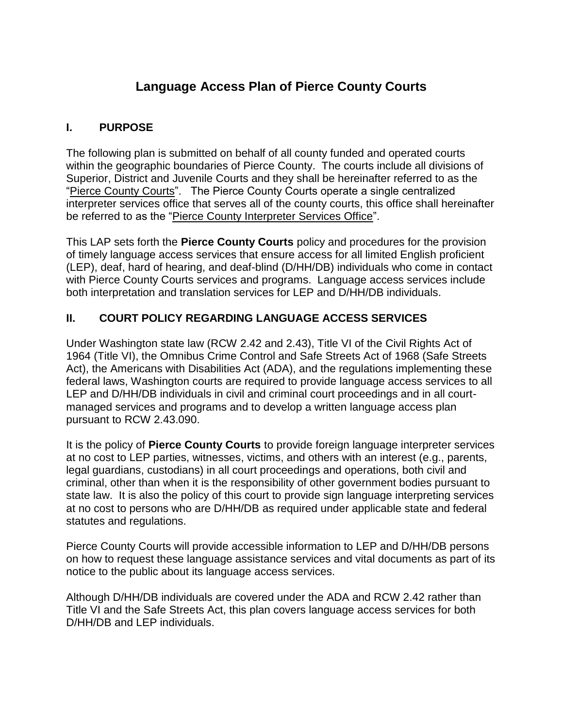# Language Access Plan of Pierce County Courts

## I. PURPOSE

The following plan is submitted on behalf of all county funded and operated courts within the geographic boundaries of Pierce County. The courts include all divisions of Superior, District and Juvenile Courts and they shall be hereinafter referred to as the "Pierce County Courts". The Pierce County Courts operate a single centralized interpreter services office that serves all of the county courts, this office shall hereinafter be referred to as the "Pierce County Interpreter Services Office".

This LAP sets forth the **Pierce County Courts** policy and procedures for the provision of timely language access services that ensure access for all limited English proficient (LEP), deaf, hard of hearing, and deaf-blind (D/HH/DB) individuals who come in contact with Pierce County Courts services and programs. Language access services include both interpretation and translation services for LEP and D/HH/DB individuals.

## II. COURT POLICY REGARDING LANGUAGE ACCESS SERVICES

Under Washington state law (RCW 2.42 and 2.43), Title VI of the Civil Rights Act of 1964 (Title VI), the Omnibus Crime Control and Safe Streets Act of 1968 (Safe Streets Act), the Americans with Disabilities Act (ADA), and the regulations implementing these federal laws, Washington courts are required to provide language access services to all LEP and D/HH/DB individuals in civil and criminal court proceedings and in all court-managed services and programs and to develop a written language access plan pursuant to RCW 2.43.090.

It is the policy of **Pierce County Courts** to provide foreign language interpreter services at no cost to LEP parties, witnesses, victims, and others with an interest (e.g., parents, legal guardians, custodians) in all court proceedings and operations, both civil and criminal, other than when it is the responsibility of other government bodies pursuant to state law. It is also the policy of this court to provide sign language interpreting services at no cost to persons who are D/HH/DB as required under applicable state and federal statutes and regulations.

Pierce County Courts will provide accessible information to LEP and D/HH/DB persons on how to request these language assistance services and vital documents as part of its notice to the public about its language access services.

Although D/HH/DB individuals are covered under the ADA and RCW 2.42 rather than Title VI and the Safe Streets Act, this plan covers language access services for both D/HH/DB and LEP individuals.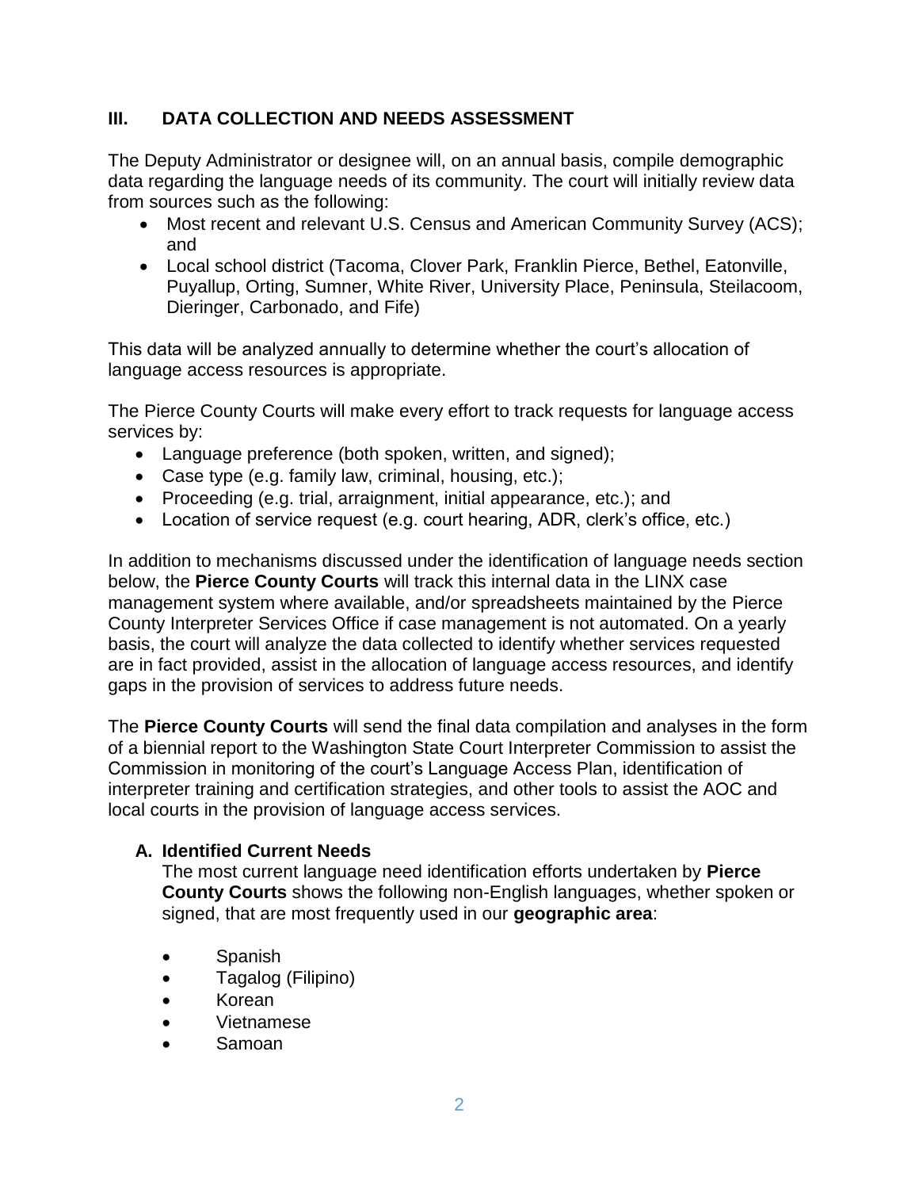## III. DATA COLLECTION AND NEEDS ASSESSMENT

The Deputy Administrator or designee will, on an annual basis, compile demographic data regarding the language needs of its community. The court will initially review data from sources such as the following:

- Most recent and relevant U.S. Census and American Community Survey (ACS); and
- Local school district (Tacoma, Clover Park, Franklin Pierce, Bethel, Eatonville, Puyallup, Orting, Sumner, White River, University Place, Peninsula, Steilacoom, Dieringer, Carbonado, and Fife)

This data will be analyzed annually to determine whether the court's allocation of language access resources is appropriate.

The Pierce County Courts will make every effort to track requests for language access services by:

- Language preference (both spoken, written, and signed);
- Case type (e.g. family law, criminal, housing, etc.);
- Proceeding (e.g. trial, arraignment, initial appearance, etc.); and
- Location of service request (e.g. court hearing, ADR, clerk's office, etc.)

In addition to mechanisms discussed under the identification of language needs section below, the **Pierce County Courts** will track this internal data in the LINX case management system where available, and/or spreadsheets maintained by the Pierce County Interpreter Services Office if case management is not automated. On a yearly basis, the court will analyze the data collected to identify whether services requested are in fact provided, assist in the allocation of language access resources, and identify gaps in the provision of services to address future needs.

The **Pierce County Courts** will send the final data compilation and analyses in the form of a biennial report to the Washington State Court Interpreter Commission to assist the Commission in monitoring of the court's Language Access Plan, identification of interpreter training and certification strategies, and other tools to assist the AOC and local courts in the provision of language access services.

### A. Identified Current Needs

The most current language need identification efforts undertaken by **Pierce County Courts** shows the following non-English languages, whether spoken or signed, that are most frequently used in our **geographic area**:

- Spanish
- Tagalog (Filipino)
- Korean
- Vietnamese
- Samoan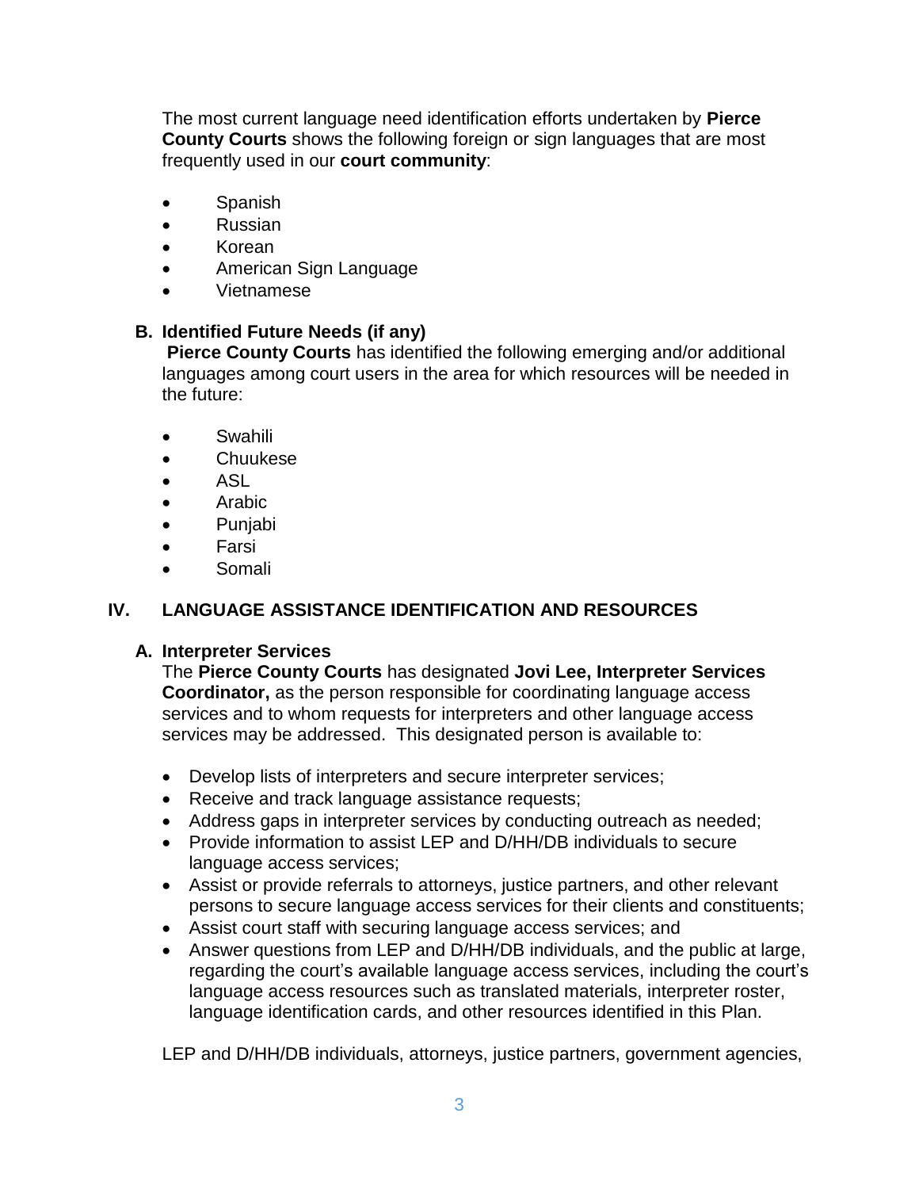The most current language need identification efforts undertaken by **Pierce County Courts** shows the following foreign or sign languages that are most frequently used in our **court community**:

- Spanish
- Russian
- Korean
- American Sign Language
- Vietnamese

### B. Identified Future Needs (if any)

**Pierce County Courts** has identified the following emerging and/or additional languages among court users in the area for which resources will be needed in the future:

- Swahili
- Chuukese
- ASL
- Arabic
- Punjabi
- Farsi
- Somali

## IV. LANGUAGE ASSISTANCE IDENTIFICATION AND RESOURCES

### A. Interpreter Services

The **Pierce County Courts** has designated **Jovi Lee, Interpreter Services Coordinator,** as the person responsible for coordinating language access services and to whom requests for interpreters and other language access services may be addressed. This designated person is available to:

- Develop lists of interpreters and secure interpreter services;
- Receive and track language assistance requests;
- Address gaps in interpreter services by conducting outreach as needed;
- Provide information to assist LEP and D/HH/DB individuals to secure language access services;
- Assist or provide referrals to attorneys, justice partners, and other relevant persons to secure language access services for their clients and constituents;
- Assist court staff with securing language access services; and
- Answer questions from LEP and D/HH/DB individuals, and the public at large, regarding the court's available language access services, including the court's language access resources such as translated materials, interpreter roster, language identification cards, and other resources identified in this Plan.

LEP and D/HH/DB individuals, attorneys, justice partners, government agencies,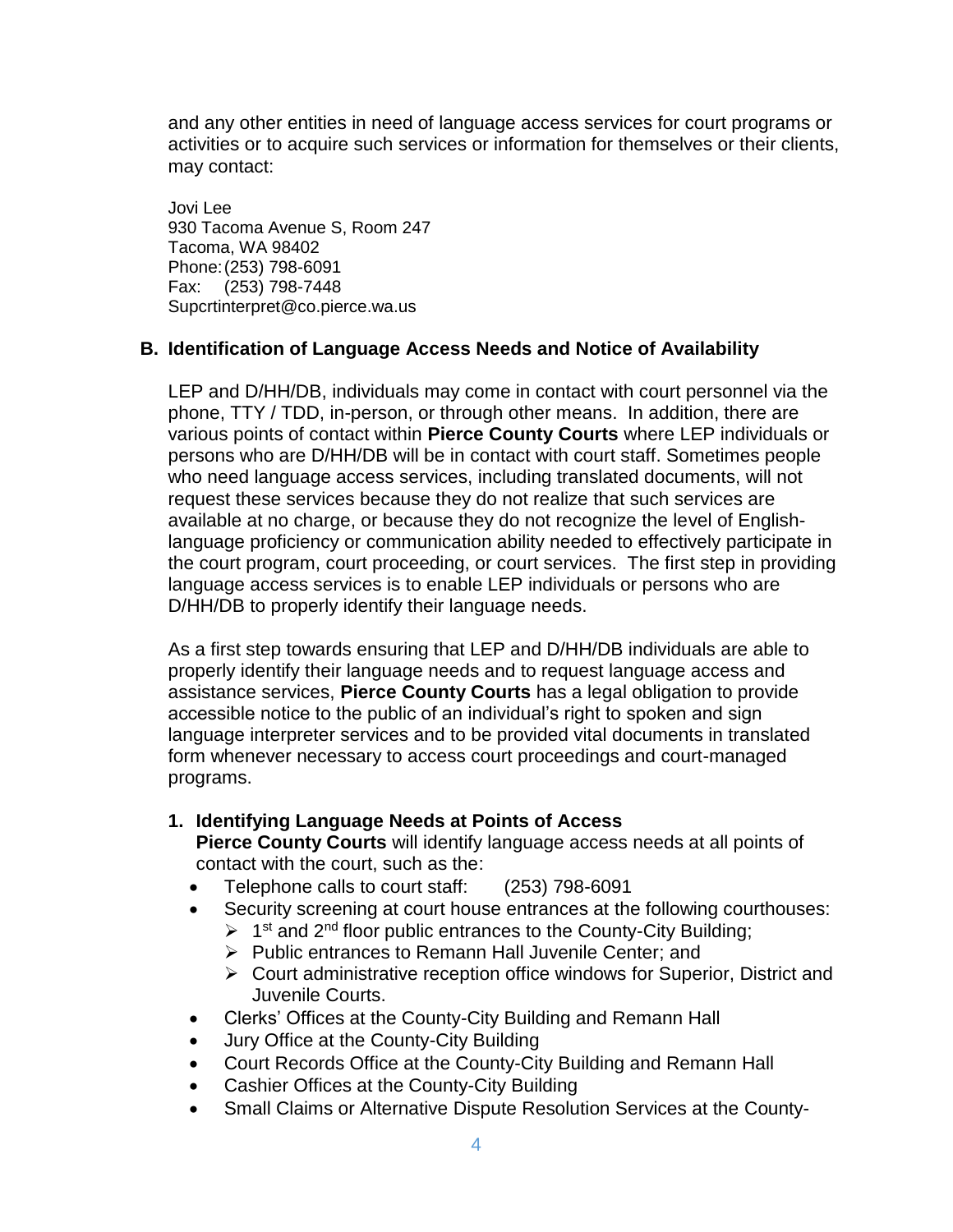and any other entities in need of language access services for court programs or activities or to acquire such services or information for themselves or their clients, may contact:

Jovi Lee
930 Tacoma Avenue S, Room 247
Tacoma, WA 98402
Phone: (253) 798-6091
Fax: (253) 798-7448
Supcrtinterpret@co.pierce.wa.us

## B. Identification of Language Access Needs and Notice of Availability

LEP and D/HH/DB, individuals may come in contact with court personnel via the phone, TTY / TDD, in-person, or through other means. In addition, there are various points of contact within **Pierce County Courts** where LEP individuals or persons who are D/HH/DB will be in contact with court staff. Sometimes people who need language access services, including translated documents, will not request these services because they do not realize that such services are available at no charge, or because they do not recognize the level of English-language proficiency or communication ability needed to effectively participate in the court program, court proceeding, or court services. The first step in providing language access services is to enable LEP individuals or persons who are D/HH/DB to properly identify their language needs.

As a first step towards ensuring that LEP and D/HH/DB individuals are able to properly identify their language needs and to request language access and assistance services, **Pierce County Courts** has a legal obligation to provide accessible notice to the public of an individual's right to spoken and sign language interpreter services and to be provided vital documents in translated form whenever necessary to access court proceedings and court-managed programs.

### 1. Identifying Language Needs at Points of Access

**Pierce County Courts** will identify language access needs at all points of contact with the court, such as the:

- Telephone calls to court staff: (253) 798-6091
- Security screening at court house entrances at the following courthouses:
  - 1st and 2nd floor public entrances to the County-City Building;
  - Public entrances to Remann Hall Juvenile Center; and
  - Court administrative reception office windows for Superior, District and Juvenile Courts.
- Clerks' Offices at the County-City Building and Remann Hall
- Jury Office at the County-City Building
- Court Records Office at the County-City Building and Remann Hall
- Cashier Offices at the County-City Building
- Small Claims or Alternative Dispute Resolution Services at the County-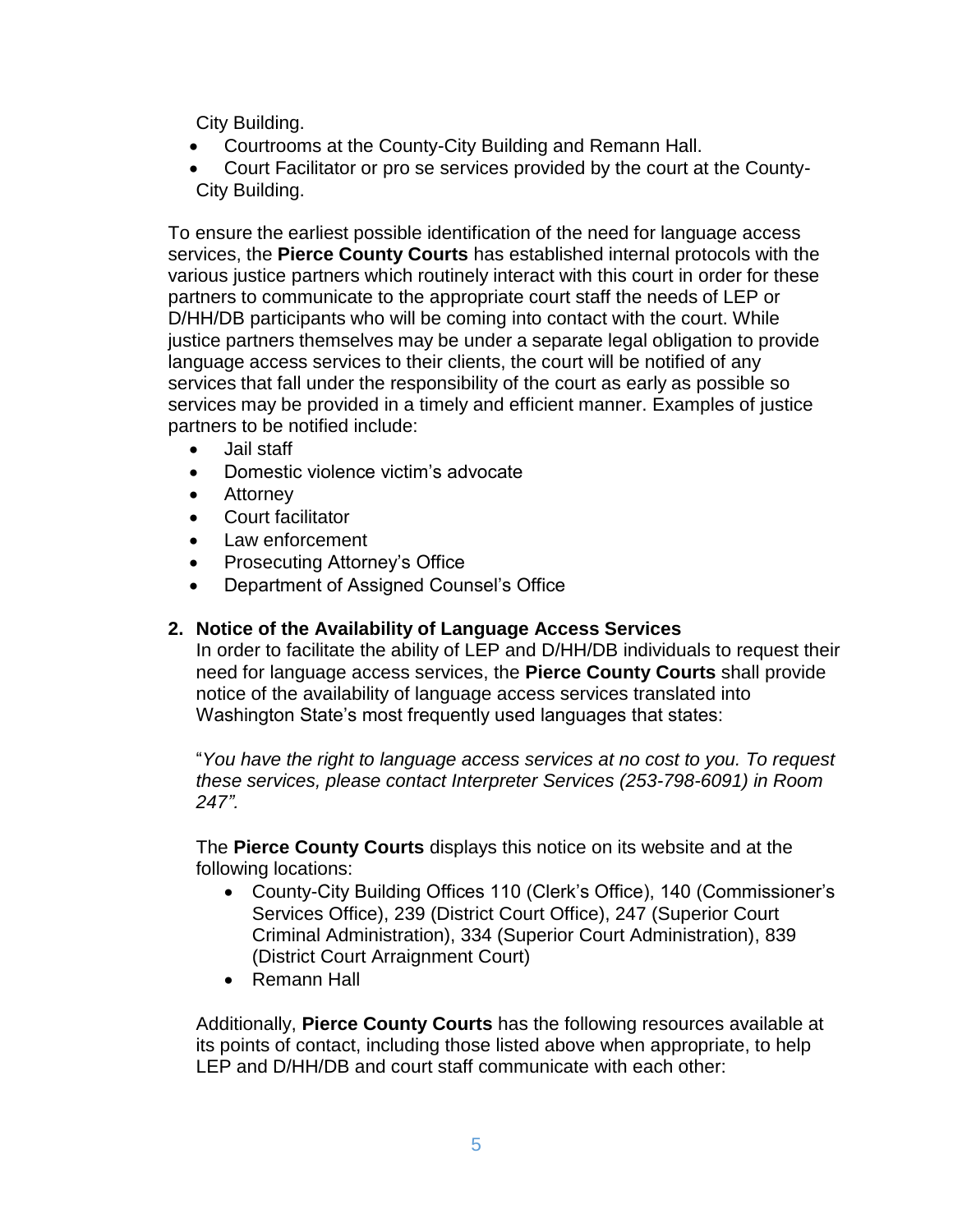City Building.

- Courtrooms at the County-City Building and Remann Hall.
- Court Facilitator or pro se services provided by the court at the County-City Building.

To ensure the earliest possible identification of the need for language access services, the **Pierce County Courts** has established internal protocols with the various justice partners which routinely interact with this court in order for these partners to communicate to the appropriate court staff the needs of LEP or D/HH/DB participants who will be coming into contact with the court. While justice partners themselves may be under a separate legal obligation to provide language access services to their clients, the court will be notified of any services that fall under the responsibility of the court as early as possible so services may be provided in a timely and efficient manner. Examples of justice partners to be notified include:

- Jail staff
- Domestic violence victim's advocate
- Attorney
- Court facilitator
- Law enforcement
- Prosecuting Attorney's Office
- Department of Assigned Counsel's Office

**2. Notice of the Availability of Language Access Services**

In order to facilitate the ability of LEP and D/HH/DB individuals to request their need for language access services, the **Pierce County Courts** shall provide notice of the availability of language access services translated into Washington State's most frequently used languages that states:

"*You have the right to language access services at no cost to you. To request these services, please contact Interpreter Services (253-798-6091) in Room 247".*

The **Pierce County Courts** displays this notice on its website and at the following locations:

- County-City Building Offices 110 (Clerk's Office), 140 (Commissioner's Services Office), 239 (District Court Office), 247 (Superior Court Criminal Administration), 334 (Superior Court Administration), 839 (District Court Arraignment Court)
- Remann Hall

Additionally, **Pierce County Courts** has the following resources available at its points of contact, including those listed above when appropriate, to help LEP and D/HH/DB and court staff communicate with each other: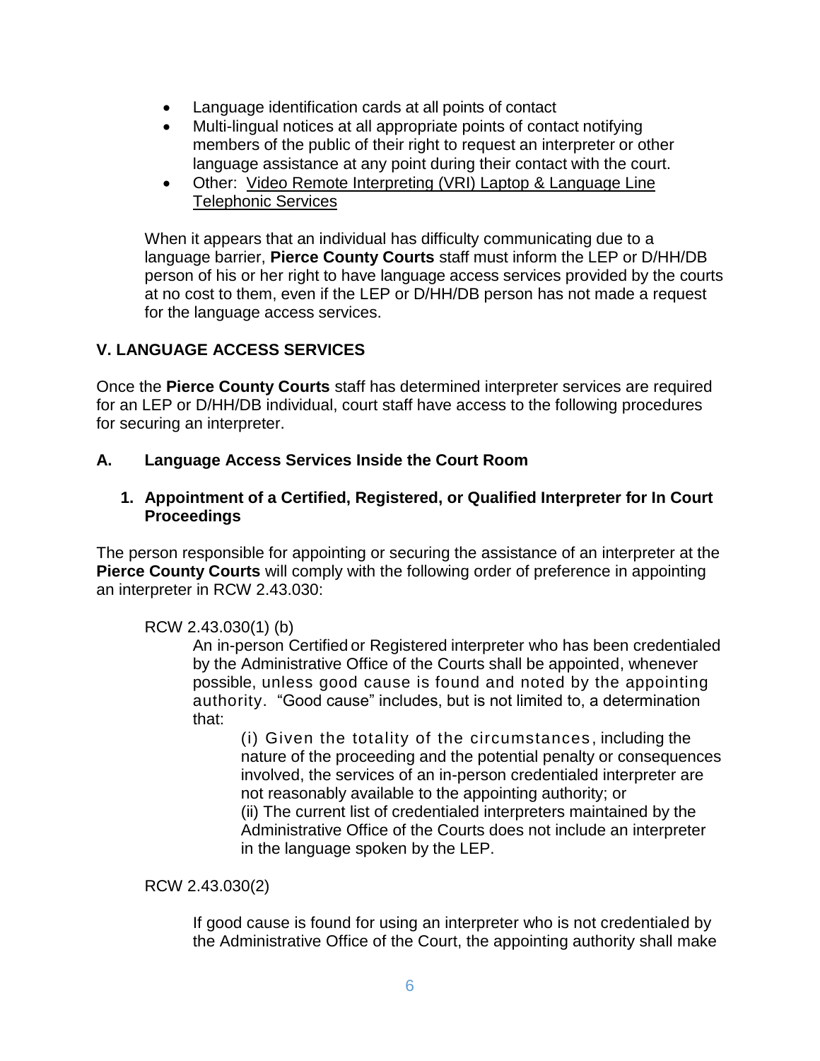- Language identification cards at all points of contact
- Multi-lingual notices at all appropriate points of contact notifying members of the public of their right to request an interpreter or other language assistance at any point during their contact with the court.
- Other: Video Remote Interpreting (VRI) Laptop & Language Line Telephonic Services

When it appears that an individual has difficulty communicating due to a language barrier, **Pierce County Courts** staff must inform the LEP or D/HH/DB person of his or her right to have language access services provided by the courts at no cost to them, even if the LEP or D/HH/DB person has not made a request for the language access services.

## V. LANGUAGE ACCESS SERVICES

Once the **Pierce County Courts** staff has determined interpreter services are required for an LEP or D/HH/DB individual, court staff have access to the following procedures for securing an interpreter.

### A. Language Access Services Inside the Court Room

#### 1. Appointment of a Certified, Registered, or Qualified Interpreter for In Court Proceedings

The person responsible for appointing or securing the assistance of an interpreter at the **Pierce County Courts** will comply with the following order of preference in appointing an interpreter in RCW 2.43.030:

RCW 2.43.030(1) (b)

An in-person Certified or Registered interpreter who has been credentialed by the Administrative Office of the Courts shall be appointed, whenever possible, unless good cause is found and noted by the appointing authority. "Good cause" includes, but is not limited to, a determination that:

(i) Given the totality of the circumstances, including the nature of the proceeding and the potential penalty or consequences involved, the services of an in-person credentialed interpreter are not reasonably available to the appointing authority; or
(ii) The current list of credentialed interpreters maintained by the Administrative Office of the Courts does not include an interpreter in the language spoken by the LEP.

RCW 2.43.030(2)

If good cause is found for using an interpreter who is not credentialed by the Administrative Office of the Court, the appointing authority shall make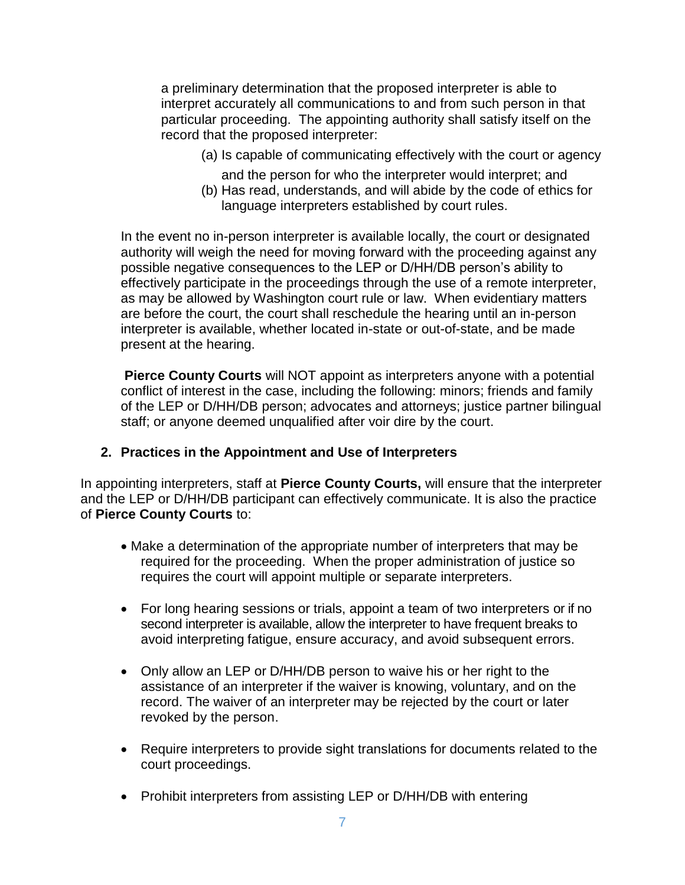a preliminary determination that the proposed interpreter is able to interpret accurately all communications to and from such person in that particular proceeding. The appointing authority shall satisfy itself on the record that the proposed interpreter:

(a) Is capable of communicating effectively with the court or agency and the person for who the interpreter would interpret; and
(b) Has read, understands, and will abide by the code of ethics for language interpreters established by court rules.

In the event no in-person interpreter is available locally, the court or designated authority will weigh the need for moving forward with the proceeding against any possible negative consequences to the LEP or D/HH/DB person's ability to effectively participate in the proceedings through the use of a remote interpreter, as may be allowed by Washington court rule or law. When evidentiary matters are before the court, the court shall reschedule the hearing until an in-person interpreter is available, whether located in-state or out-of-state, and be made present at the hearing.

**Pierce County Courts** will NOT appoint as interpreters anyone with a potential conflict of interest in the case, including the following: minors; friends and family of the LEP or D/HH/DB person; advocates and attorneys; justice partner bilingual staff; or anyone deemed unqualified after voir dire by the court.

### 2. Practices in the Appointment and Use of Interpreters

In appointing interpreters, staff at **Pierce County Courts,** will ensure that the interpreter and the LEP or D/HH/DB participant can effectively communicate. It is also the practice of **Pierce County Courts** to:

- Make a determination of the appropriate number of interpreters that may be required for the proceeding. When the proper administration of justice so requires the court will appoint multiple or separate interpreters.
- For long hearing sessions or trials, appoint a team of two interpreters or if no second interpreter is available, allow the interpreter to have frequent breaks to avoid interpreting fatigue, ensure accuracy, and avoid subsequent errors.
- Only allow an LEP or D/HH/DB person to waive his or her right to the assistance of an interpreter if the waiver is knowing, voluntary, and on the record. The waiver of an interpreter may be rejected by the court or later revoked by the person.
- Require interpreters to provide sight translations for documents related to the court proceedings.
- Prohibit interpreters from assisting LEP or D/HH/DB with entering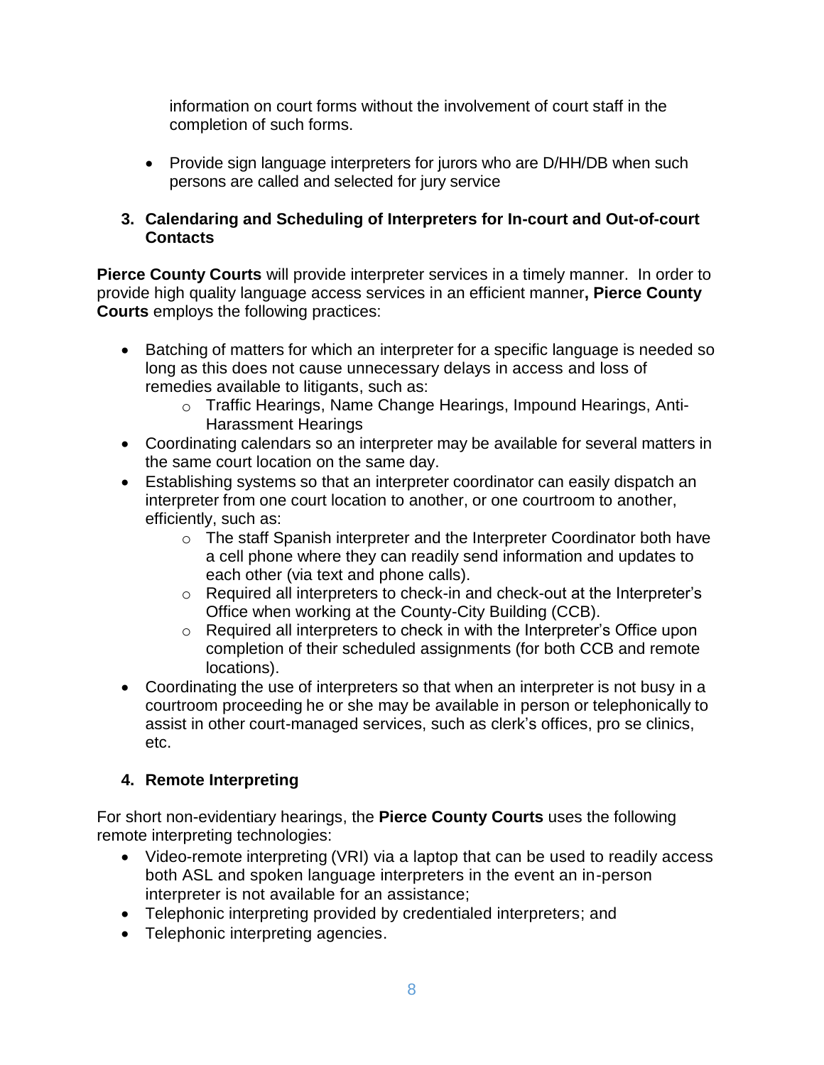information on court forms without the involvement of court staff in the completion of such forms.

- Provide sign language interpreters for jurors who are D/HH/DB when such persons are called and selected for jury service

### 3. Calendaring and Scheduling of Interpreters for In-court and Out-of-court Contacts

**Pierce County Courts** will provide interpreter services in a timely manner. In order to provide high quality language access services in an efficient manner**, Pierce County Courts** employs the following practices:

- Batching of matters for which an interpreter for a specific language is needed so long as this does not cause unnecessary delays in access and loss of remedies available to litigants, such as:
  - Traffic Hearings, Name Change Hearings, Impound Hearings, Anti-Harassment Hearings
- Coordinating calendars so an interpreter may be available for several matters in the same court location on the same day.
- Establishing systems so that an interpreter coordinator can easily dispatch an interpreter from one court location to another, or one courtroom to another, efficiently, such as:
  - The staff Spanish interpreter and the Interpreter Coordinator both have a cell phone where they can readily send information and updates to each other (via text and phone calls).
  - Required all interpreters to check-in and check-out at the Interpreter's Office when working at the County-City Building (CCB).
  - Required all interpreters to check in with the Interpreter's Office upon completion of their scheduled assignments (for both CCB and remote locations).
- Coordinating the use of interpreters so that when an interpreter is not busy in a courtroom proceeding he or she may be available in person or telephonically to assist in other court-managed services, such as clerk's offices, pro se clinics, etc.

### 4. Remote Interpreting

For short non-evidentiary hearings, the **Pierce County Courts** uses the following remote interpreting technologies:

- Video-remote interpreting (VRI) via a laptop that can be used to readily access both ASL and spoken language interpreters in the event an in-person interpreter is not available for an assistance;
- Telephonic interpreting provided by credentialed interpreters; and
- Telephonic interpreting agencies.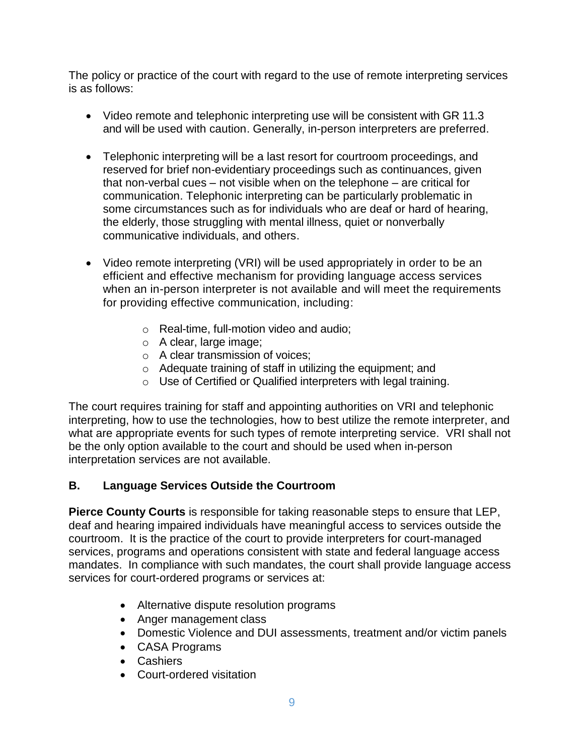The policy or practice of the court with regard to the use of remote interpreting services is as follows:

- Video remote and telephonic interpreting use will be consistent with GR 11.3 and will be used with caution. Generally, in-person interpreters are preferred.
- Telephonic interpreting will be a last resort for courtroom proceedings, and reserved for brief non-evidentiary proceedings such as continuances, given that non-verbal cues – not visible when on the telephone – are critical for communication. Telephonic interpreting can be particularly problematic in some circumstances such as for individuals who are deaf or hard of hearing, the elderly, those struggling with mental illness, quiet or nonverbally communicative individuals, and others.
- Video remote interpreting (VRI) will be used appropriately in order to be an efficient and effective mechanism for providing language access services when an in-person interpreter is not available and will meet the requirements for providing effective communication, including:
  - Real-time, full-motion video and audio;
  - A clear, large image;
  - A clear transmission of voices;
  - Adequate training of staff in utilizing the equipment; and
  - Use of Certified or Qualified interpreters with legal training.

The court requires training for staff and appointing authorities on VRI and telephonic interpreting, how to use the technologies, how to best utilize the remote interpreter, and what are appropriate events for such types of remote interpreting service. VRI shall not be the only option available to the court and should be used when in-person interpretation services are not available.

### B. Language Services Outside the Courtroom

**Pierce County Courts** is responsible for taking reasonable steps to ensure that LEP, deaf and hearing impaired individuals have meaningful access to services outside the courtroom. It is the practice of the court to provide interpreters for court-managed services, programs and operations consistent with state and federal language access mandates. In compliance with such mandates, the court shall provide language access services for court-ordered programs or services at:

- Alternative dispute resolution programs
- Anger management class
- Domestic Violence and DUI assessments, treatment and/or victim panels
- CASA Programs
- Cashiers
- Court-ordered visitation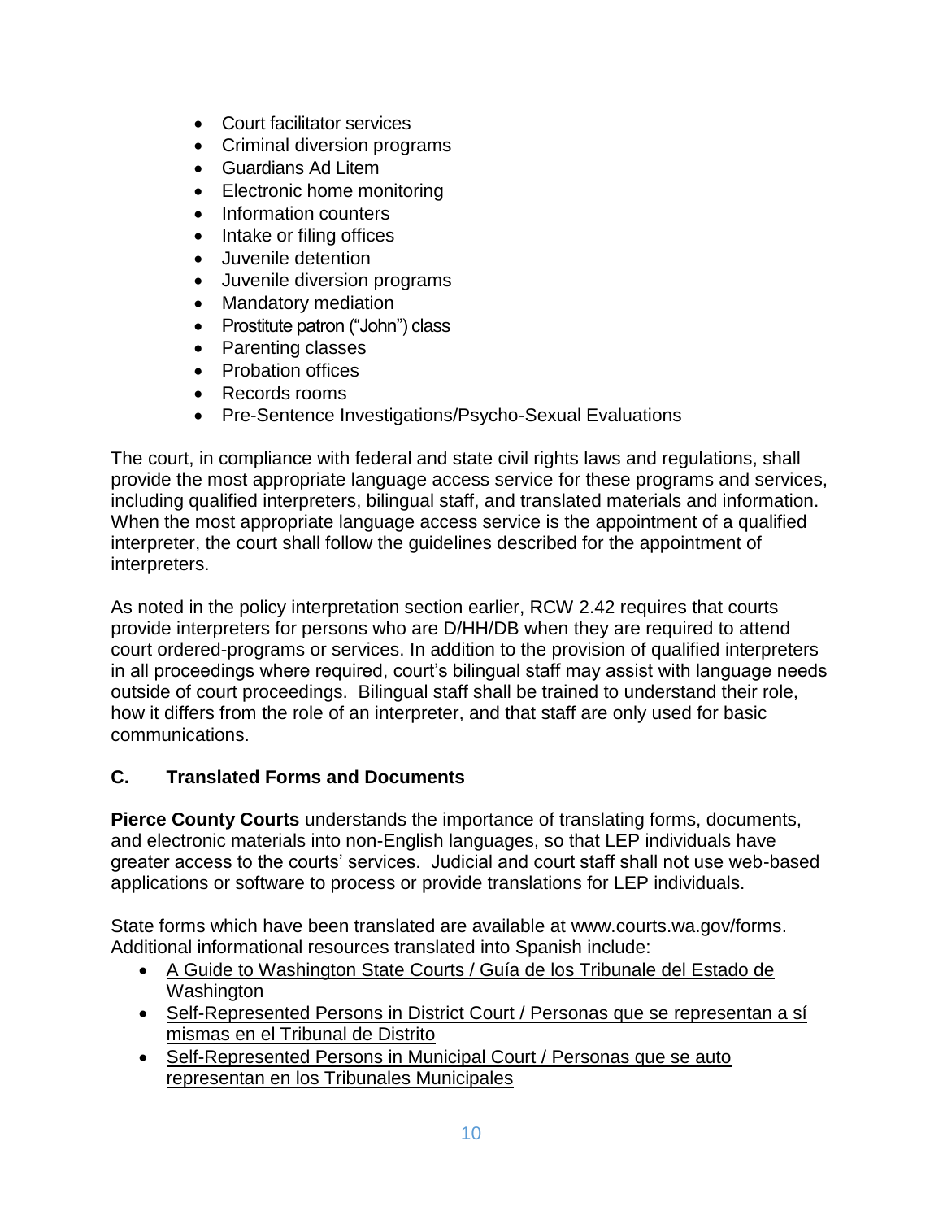- Court facilitator services
- Criminal diversion programs
- Guardians Ad Litem
- Electronic home monitoring
- Information counters
- Intake or filing offices
- Juvenile detention
- Juvenile diversion programs
- Mandatory mediation
- Prostitute patron ("John") class
- Parenting classes
- Probation offices
- Records rooms
- Pre-Sentence Investigations/Psycho-Sexual Evaluations

The court, in compliance with federal and state civil rights laws and regulations, shall provide the most appropriate language access service for these programs and services, including qualified interpreters, bilingual staff, and translated materials and information. When the most appropriate language access service is the appointment of a qualified interpreter, the court shall follow the guidelines described for the appointment of interpreters.

As noted in the policy interpretation section earlier, RCW 2.42 requires that courts provide interpreters for persons who are D/HH/DB when they are required to attend court ordered-programs or services. In addition to the provision of qualified interpreters in all proceedings where required, court's bilingual staff may assist with language needs outside of court proceedings. Bilingual staff shall be trained to understand their role, how it differs from the role of an interpreter, and that staff are only used for basic communications.

### C. Translated Forms and Documents

**Pierce County Courts** understands the importance of translating forms, documents, and electronic materials into non-English languages, so that LEP individuals have greater access to the courts' services. Judicial and court staff shall not use web-based applications or software to process or provide translations for LEP individuals.

State forms which have been translated are available at www.courts.wa.gov/forms. Additional informational resources translated into Spanish include:

- A Guide to Washington State Courts / Guía de los Tribunale del Estado de Washington
- Self-Represented Persons in District Court / Personas que se representan a sí mismas en el Tribunal de Distrito
- Self-Represented Persons in Municipal Court / Personas que se auto representan en los Tribunales Municipales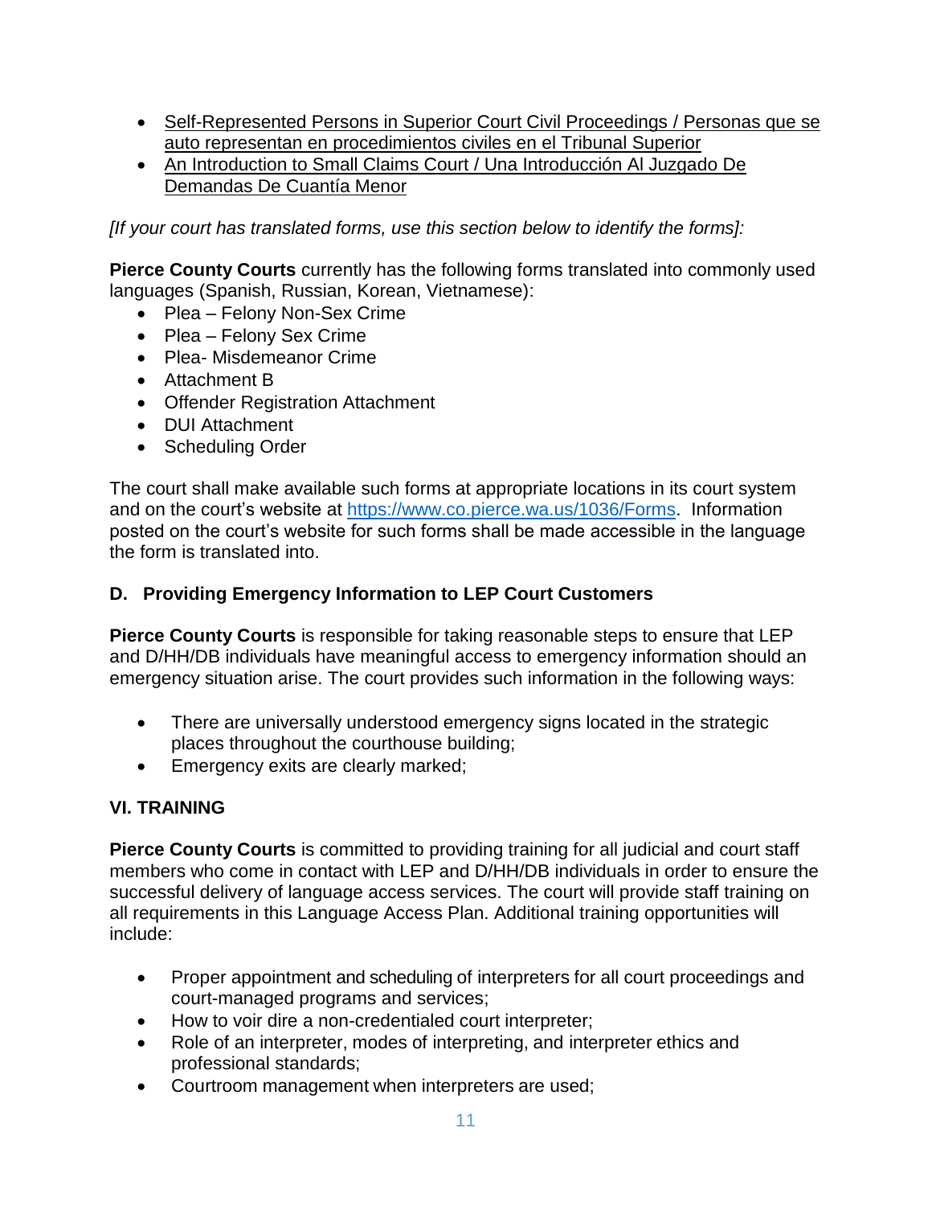- Self-Represented Persons in Superior Court Civil Proceedings / Personas que se auto representan en procedimientos civiles en el Tribunal Superior
- An Introduction to Small Claims Court / Una Introducción Al Juzgado De Demandas De Cuantía Menor

*[If your court has translated forms, use this section below to identify the forms]:*

**Pierce County Courts** currently has the following forms translated into commonly used languages (Spanish, Russian, Korean, Vietnamese):

- Plea – Felony Non-Sex Crime
- Plea – Felony Sex Crime
- Plea- Misdemeanor Crime
- Attachment B
- Offender Registration Attachment
- DUI Attachment
- Scheduling Order

The court shall make available such forms at appropriate locations in its court system and on the court's website at https://www.co.pierce.wa.us/1036/Forms. Information posted on the court's website for such forms shall be made accessible in the language the form is translated into.

### D. Providing Emergency Information to LEP Court Customers

**Pierce County Courts** is responsible for taking reasonable steps to ensure that LEP and D/HH/DB individuals have meaningful access to emergency information should an emergency situation arise. The court provides such information in the following ways:

- There are universally understood emergency signs located in the strategic places throughout the courthouse building;
- Emergency exits are clearly marked;

## VI. TRAINING

**Pierce County Courts** is committed to providing training for all judicial and court staff members who come in contact with LEP and D/HH/DB individuals in order to ensure the successful delivery of language access services. The court will provide staff training on all requirements in this Language Access Plan. Additional training opportunities will include:

- Proper appointment and scheduling of interpreters for all court proceedings and court-managed programs and services;
- How to voir dire a non-credentialed court interpreter;
- Role of an interpreter, modes of interpreting, and interpreter ethics and professional standards;
- Courtroom management when interpreters are used;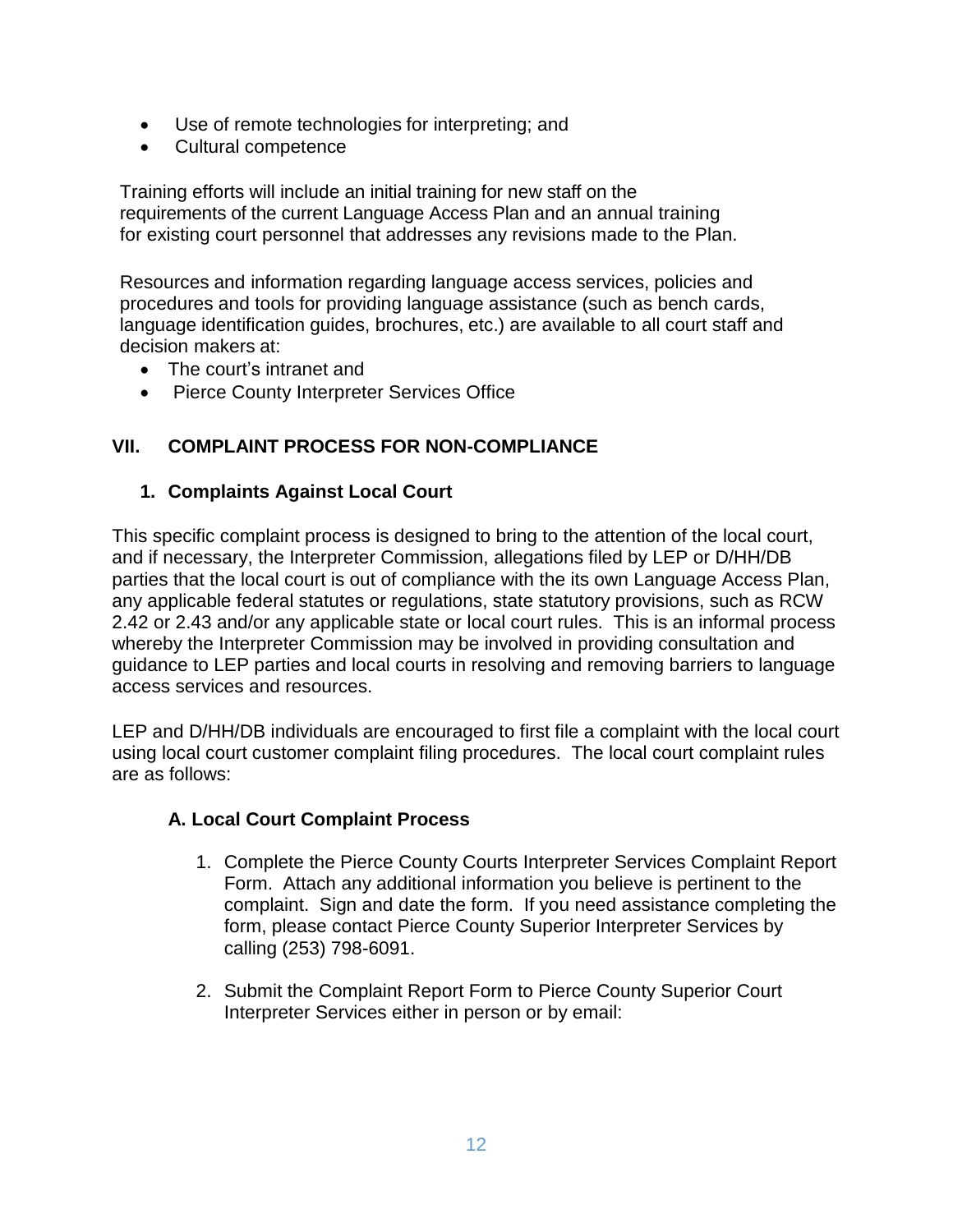- Use of remote technologies for interpreting; and
- Cultural competence

Training efforts will include an initial training for new staff on the requirements of the current Language Access Plan and an annual training for existing court personnel that addresses any revisions made to the Plan.

Resources and information regarding language access services, policies and procedures and tools for providing language assistance (such as bench cards, language identification guides, brochures, etc.) are available to all court staff and decision makers at:

- The court's intranet and
- Pierce County Interpreter Services Office

## VII. COMPLAINT PROCESS FOR NON-COMPLIANCE

### 1. Complaints Against Local Court

This specific complaint process is designed to bring to the attention of the local court, and if necessary, the Interpreter Commission, allegations filed by LEP or D/HH/DB parties that the local court is out of compliance with the its own Language Access Plan, any applicable federal statutes or regulations, state statutory provisions, such as RCW 2.42 or 2.43 and/or any applicable state or local court rules. This is an informal process whereby the Interpreter Commission may be involved in providing consultation and guidance to LEP parties and local courts in resolving and removing barriers to language access services and resources.

LEP and D/HH/DB individuals are encouraged to first file a complaint with the local court using local court customer complaint filing procedures. The local court complaint rules are as follows:

#### A. Local Court Complaint Process

1. Complete the Pierce County Courts Interpreter Services Complaint Report Form. Attach any additional information you believe is pertinent to the complaint. Sign and date the form. If you need assistance completing the form, please contact Pierce County Superior Interpreter Services by calling (253) 798-6091.

2. Submit the Complaint Report Form to Pierce County Superior Court Interpreter Services either in person or by email: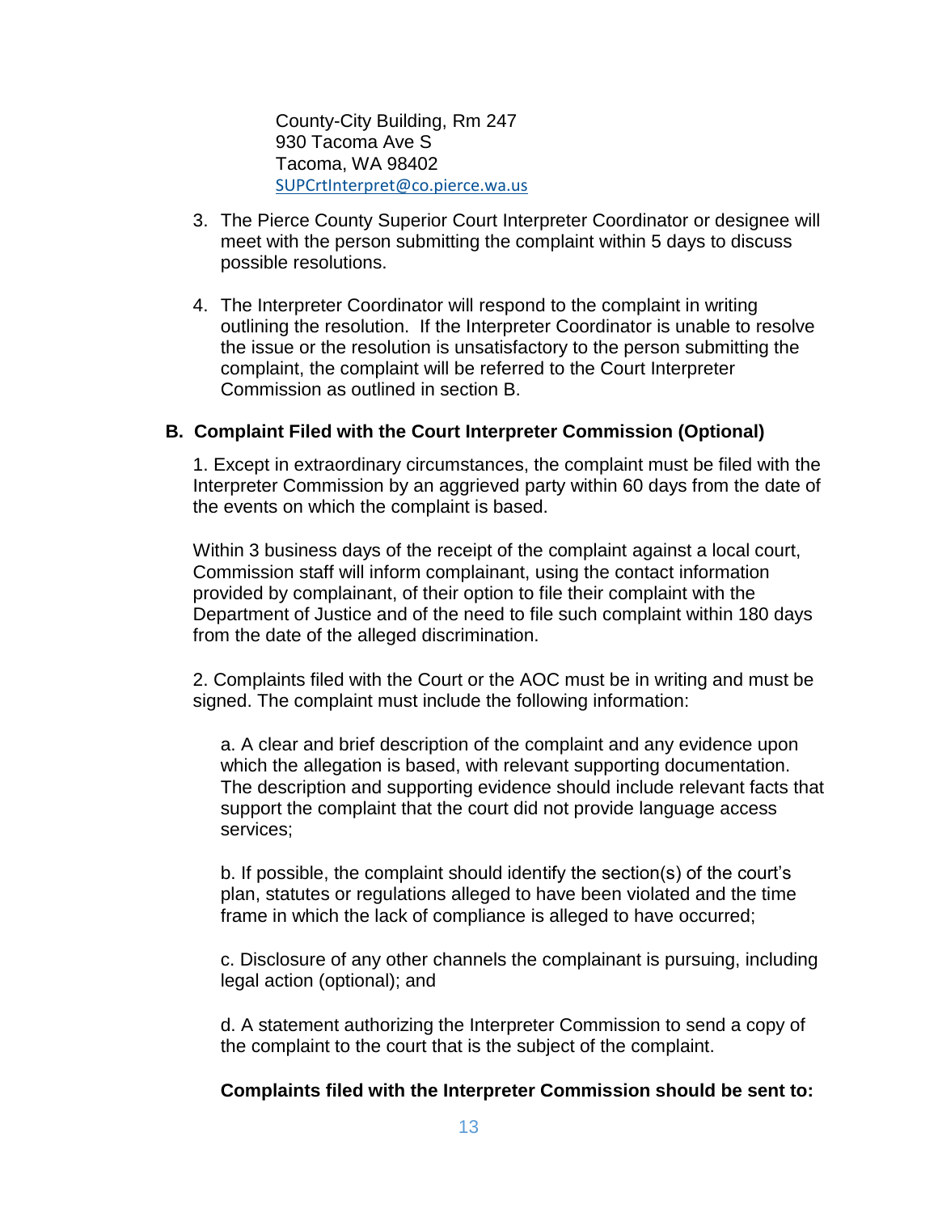County-City Building, Rm 247
930 Tacoma Ave S
Tacoma, WA 98402
SUPCrtInterpret@co.pierce.wa.us

3. The Pierce County Superior Court Interpreter Coordinator or designee will meet with the person submitting the complaint within 5 days to discuss possible resolutions.

4. The Interpreter Coordinator will respond to the complaint in writing outlining the resolution. If the Interpreter Coordinator is unable to resolve the issue or the resolution is unsatisfactory to the person submitting the complaint, the complaint will be referred to the Court Interpreter Commission as outlined in section B.

### B. Complaint Filed with the Court Interpreter Commission (Optional)

1. Except in extraordinary circumstances, the complaint must be filed with the Interpreter Commission by an aggrieved party within 60 days from the date of the events on which the complaint is based.

Within 3 business days of the receipt of the complaint against a local court, Commission staff will inform complainant, using the contact information provided by complainant, of their option to file their complaint with the Department of Justice and of the need to file such complaint within 180 days from the date of the alleged discrimination.

2. Complaints filed with the Court or the AOC must be in writing and must be signed. The complaint must include the following information:

a. A clear and brief description of the complaint and any evidence upon which the allegation is based, with relevant supporting documentation. The description and supporting evidence should include relevant facts that support the complaint that the court did not provide language access services;

b. If possible, the complaint should identify the section(s) of the court's plan, statutes or regulations alleged to have been violated and the time frame in which the lack of compliance is alleged to have occurred;

c. Disclosure of any other channels the complainant is pursuing, including legal action (optional); and

d. A statement authorizing the Interpreter Commission to send a copy of the complaint to the court that is the subject of the complaint.

**Complaints filed with the Interpreter Commission should be sent to:**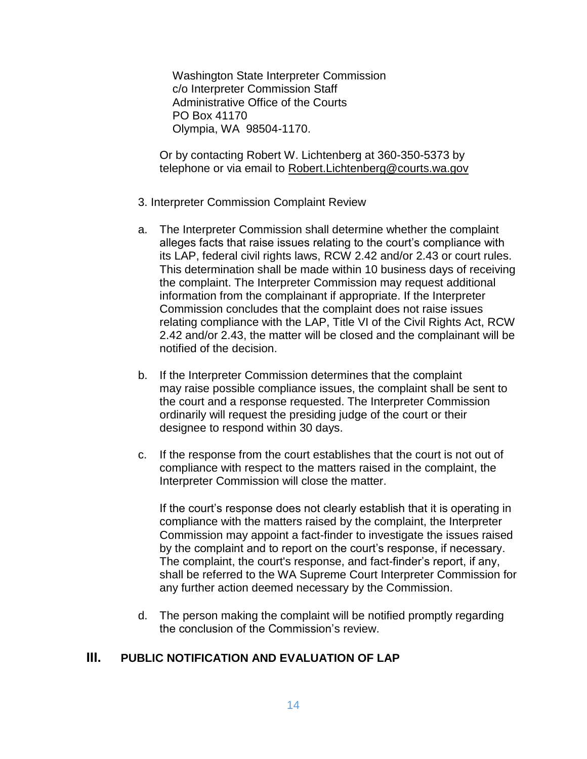Washington State Interpreter Commission
c/o Interpreter Commission Staff
Administrative Office of the Courts
PO Box 41170
Olympia, WA 98504-1170.

Or by contacting Robert W. Lichtenberg at 360-350-5373 by telephone or via email to Robert.Lichtenberg@courts.wa.gov

3. Interpreter Commission Complaint Review

a. The Interpreter Commission shall determine whether the complaint alleges facts that raise issues relating to the court's compliance with its LAP, federal civil rights laws, RCW 2.42 and/or 2.43 or court rules. This determination shall be made within 10 business days of receiving the complaint. The Interpreter Commission may request additional information from the complainant if appropriate. If the Interpreter Commission concludes that the complaint does not raise issues relating compliance with the LAP, Title VI of the Civil Rights Act, RCW 2.42 and/or 2.43, the matter will be closed and the complainant will be notified of the decision.

b. If the Interpreter Commission determines that the complaint may raise possible compliance issues, the complaint shall be sent to the court and a response requested. The Interpreter Commission ordinarily will request the presiding judge of the court or their designee to respond within 30 days.

c. If the response from the court establishes that the court is not out of compliance with respect to the matters raised in the complaint, the Interpreter Commission will close the matter.

   If the court's response does not clearly establish that it is operating in compliance with the matters raised by the complaint, the Interpreter Commission may appoint a fact-finder to investigate the issues raised by the complaint and to report on the court's response, if necessary. The complaint, the court's response, and fact-finder's report, if any, shall be referred to the WA Supreme Court Interpreter Commission for any further action deemed necessary by the Commission.

d. The person making the complaint will be notified promptly regarding the conclusion of the Commission's review.

## III. PUBLIC NOTIFICATION AND EVALUATION OF LAP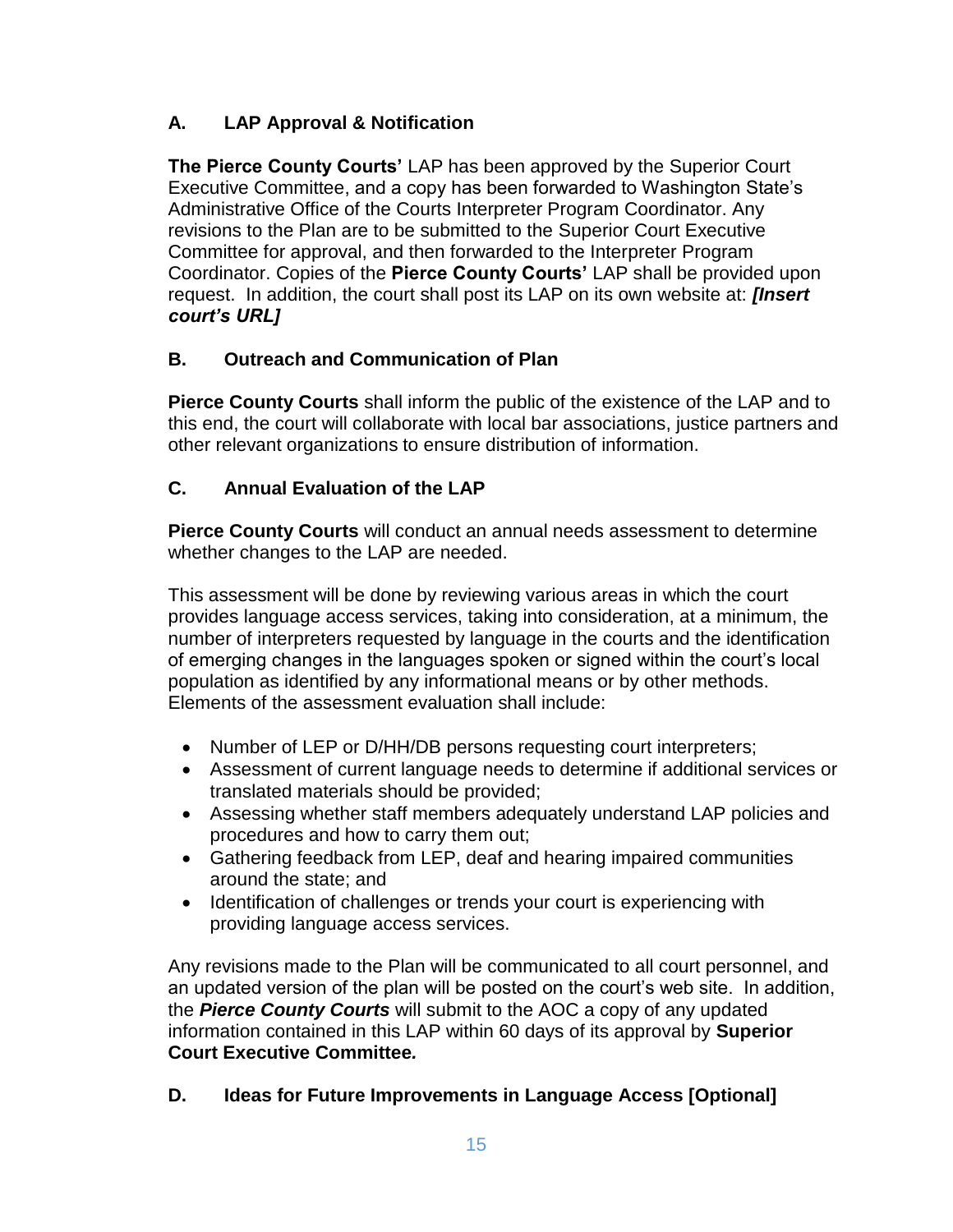## A. LAP Approval & Notification

**The Pierce County Courts'** LAP has been approved by the Superior Court Executive Committee, and a copy has been forwarded to Washington State's Administrative Office of the Courts Interpreter Program Coordinator. Any revisions to the Plan are to be submitted to the Superior Court Executive Committee for approval, and then forwarded to the Interpreter Program Coordinator. Copies of the **Pierce County Courts'** LAP shall be provided upon request. In addition, the court shall post its LAP on its own website at: ***[Insert court's URL]***

## B. Outreach and Communication of Plan

**Pierce County Courts** shall inform the public of the existence of the LAP and to this end, the court will collaborate with local bar associations, justice partners and other relevant organizations to ensure distribution of information.

## C. Annual Evaluation of the LAP

**Pierce County Courts** will conduct an annual needs assessment to determine whether changes to the LAP are needed.

This assessment will be done by reviewing various areas in which the court provides language access services, taking into consideration, at a minimum, the number of interpreters requested by language in the courts and the identification of emerging changes in the languages spoken or signed within the court's local population as identified by any informational means or by other methods. Elements of the assessment evaluation shall include:

- Number of LEP or D/HH/DB persons requesting court interpreters;
- Assessment of current language needs to determine if additional services or translated materials should be provided;
- Assessing whether staff members adequately understand LAP policies and procedures and how to carry them out;
- Gathering feedback from LEP, deaf and hearing impaired communities around the state; and
- Identification of challenges or trends your court is experiencing with providing language access services.

Any revisions made to the Plan will be communicated to all court personnel, and an updated version of the plan will be posted on the court's web site. In addition, the ***Pierce County Courts*** will submit to the AOC a copy of any updated information contained in this LAP within 60 days of its approval by **Superior Court Executive Committee*.***

## D. Ideas for Future Improvements in Language Access [Optional]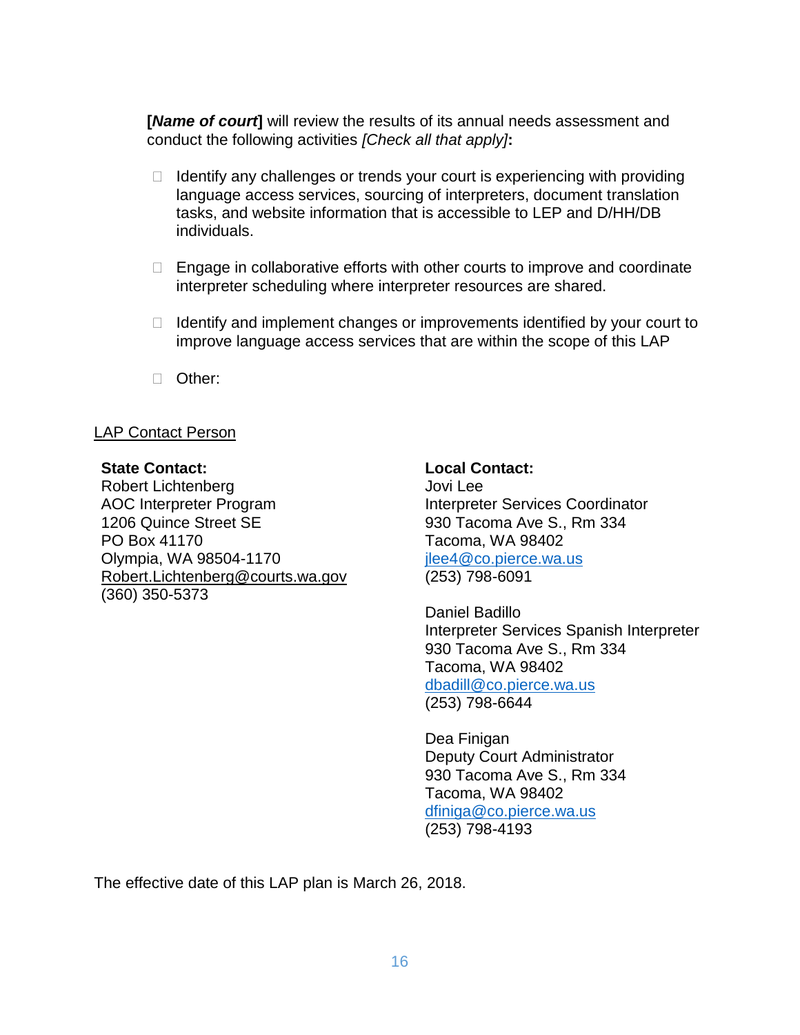**[*Name of court*]** will review the results of its annual needs assessment and conduct the following activities *[Check all that apply]***:**

- ☐ Identify any challenges or trends your court is experiencing with providing language access services, sourcing of interpreters, document translation tasks, and website information that is accessible to LEP and D/HH/DB individuals.

- ☐ Engage in collaborative efforts with other courts to improve and coordinate interpreter scheduling where interpreter resources are shared.

- ☐ Identify and implement changes or improvements identified by your court to improve language access services that are within the scope of this LAP

- ☐ Other:

LAP Contact Person

**State Contact:**
Robert Lichtenberg
AOC Interpreter Program
1206 Quince Street SE
PO Box 41170
Olympia, WA 98504-1170
Robert.Lichtenberg@courts.wa.gov
(360) 350-5373

**Local Contact:**
Jovi Lee
Interpreter Services Coordinator
930 Tacoma Ave S., Rm 334
Tacoma, WA 98402
jlee4@co.pierce.wa.us
(253) 798-6091

Daniel Badillo
Interpreter Services Spanish Interpreter
930 Tacoma Ave S., Rm 334
Tacoma, WA 98402
dbadill@co.pierce.wa.us
(253) 798-6644

Dea Finigan
Deputy Court Administrator
930 Tacoma Ave S., Rm 334
Tacoma, WA 98402
dfiniga@co.pierce.wa.us
(253) 798-4193

The effective date of this LAP plan is March 26, 2018.